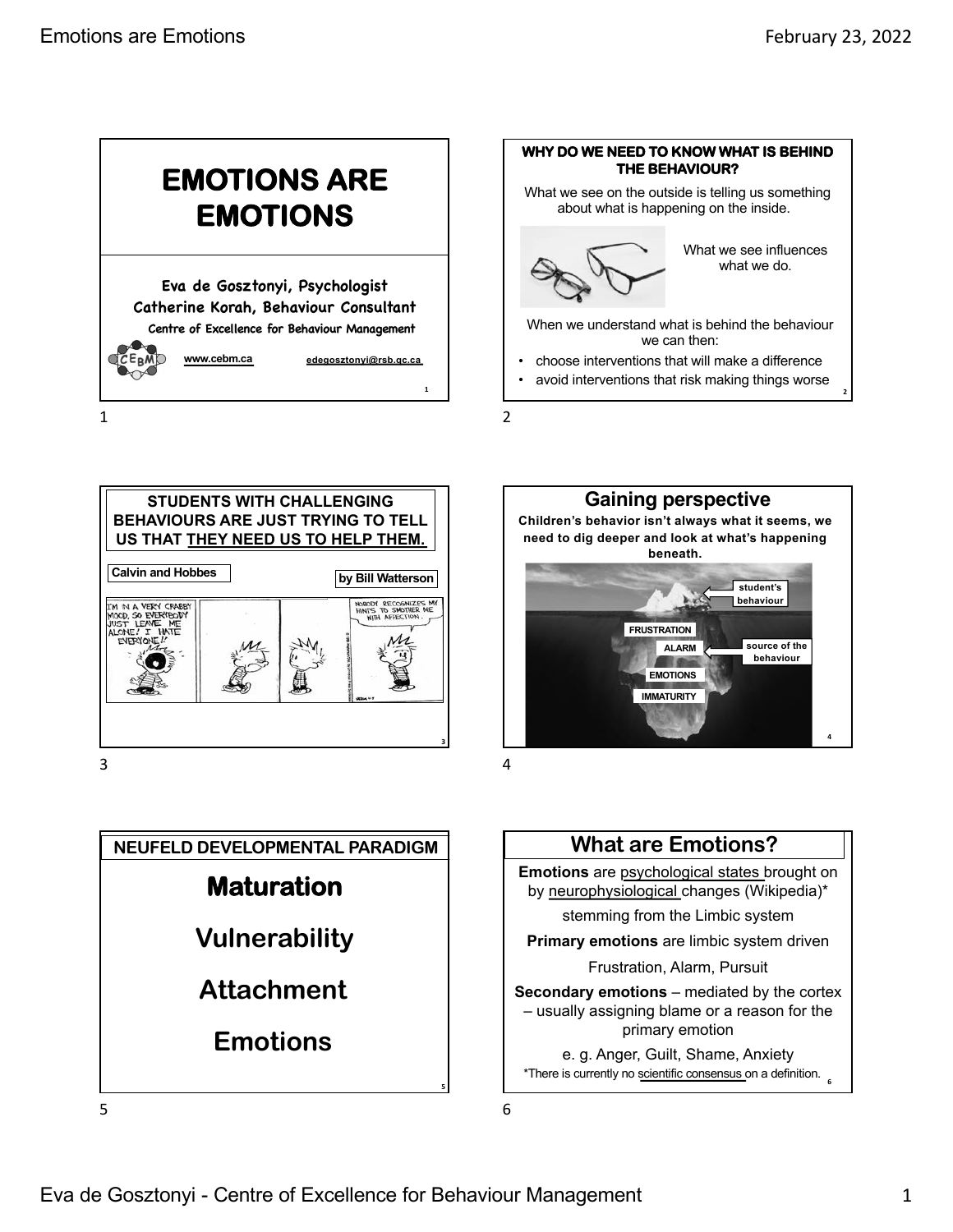# EMOTIONS ARE EMOTIONS

**Eva de Gosztonyi, Psychologist**
**Catherine Korah, Behaviour Consultant**
**Centre of Excellence for Behaviour Management**

www.cebm.ca edegosztonyi@rsb.qc.ca

---

## WHY DO WE NEED TO KNOW WHAT IS BEHIND THE BEHAVIOUR?

What we see on the outside is telling us something about what is happening on the inside.

What we see influences what we do.

When we understand what is behind the behaviour we can then:

- choose interventions that will make a difference
- avoid interventions that risk making things worse

---

## STUDENTS WITH CHALLENGING BEHAVIOURS ARE JUST TRYING TO TELL US THAT THEY NEED US TO HELP THEM.

Calvin and Hobbes — by Bill Watterson

---

## Gaining perspective

**Children's behavior isn't always what it seems, we need to dig deeper and look at what's happening beneath.**

- student's behaviour
- source of the behaviour: FRUSTRATION, ALARM, EMOTIONS, IMMATURITY

---

## NEUFELD DEVELOPMENTAL PARADIGM

**Maturation**

**Vulnerability**

**Attachment**

**Emotions**

---

## What are Emotions?

**Emotions** are psychological states brought on by neurophysiological changes (Wikipedia)*

stemming from the Limbic system

**Primary emotions** are limbic system driven

Frustration, Alarm, Pursuit

**Secondary emotions** – mediated by the cortex – usually assigning blame or a reason for the primary emotion

e. g. Anger, Guilt, Shame, Anxiety

*There is currently no scientific consensus on a definition.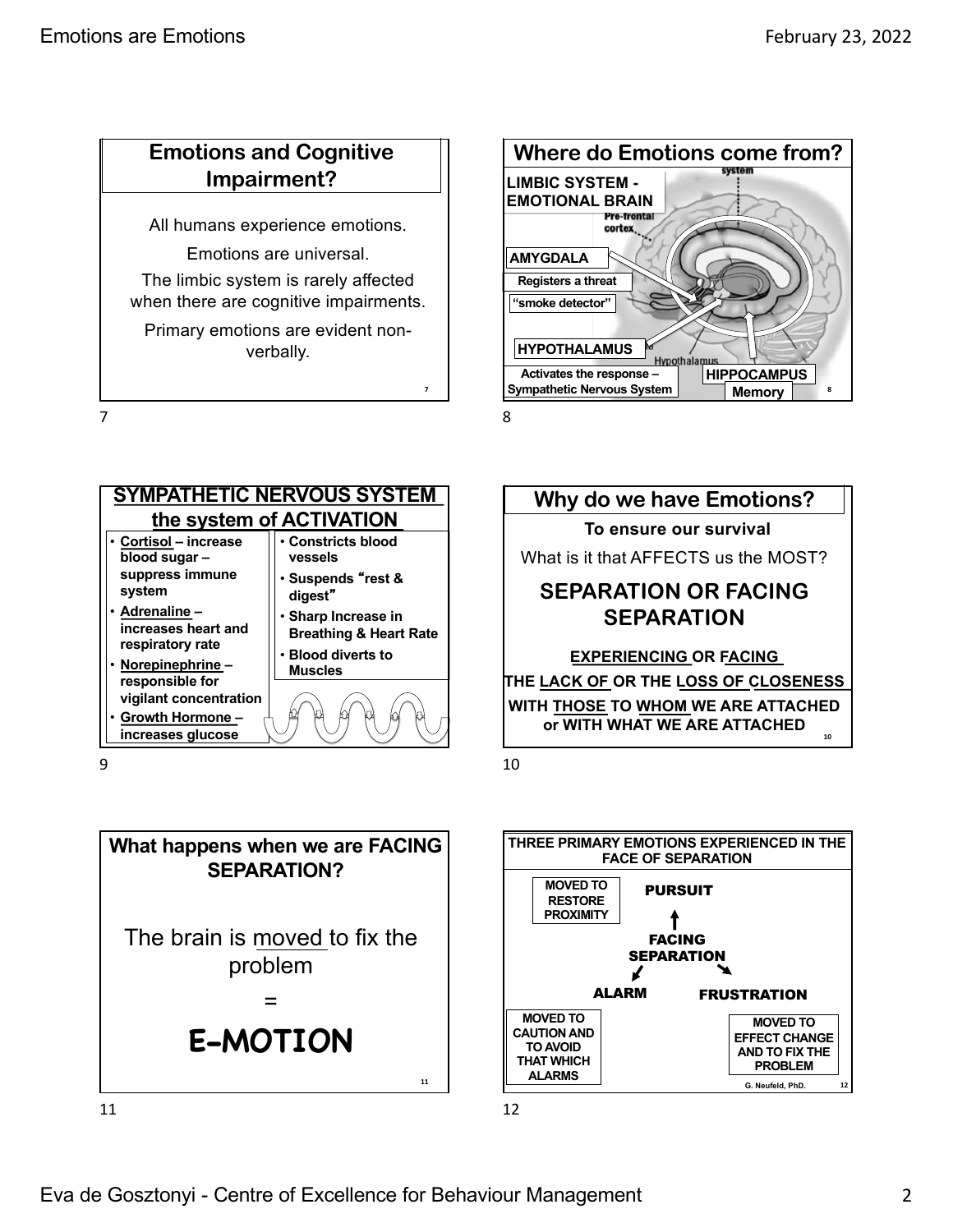## Emotions and Cognitive Impairment?

All humans experience emotions.

Emotions are universal.

The limbic system is rarely affected when there are cognitive impairments.

Primary emotions are evident non-verbally.

## Where do Emotions come from?

**LIMBIC SYSTEM - EMOTIONAL BRAIN**

**AMYGDALA**
- Registers a threat
- "smoke detector"

**HYPOTHALAMUS**
- Activates the response – Sympathetic Nervous System

**HIPPOCAMPUS**
- Memory

## SYMPATHETIC NERVOUS SYSTEM the system of ACTIVATION

- **Cortisol – increase blood sugar – suppress immune system**
- **Adrenaline – increases heart and respiratory rate**
- **Norepinephrine – responsible for vigilant concentration**
- **Growth Hormone – increases glucose**

- **Constricts blood vessels**
- **Suspends "rest & digest"**
- **Sharp Increase in Breathing & Heart Rate**
- **Blood diverts to Muscles**

## Why do we have Emotions?

**To ensure our survival**

What is it that AFFECTS us the MOST?

### SEPARATION OR FACING SEPARATION

**EXPERIENCING OR FACING THE LACK OF OR THE LOSS OF CLOSENESS WITH THOSE TO WHOM WE ARE ATTACHED or WITH WHAT WE ARE ATTACHED**

## What happens when we are FACING SEPARATION?

The brain is moved to fix the problem

=

**E-MOTION**

## THREE PRIMARY EMOTIONS EXPERIENCED IN THE FACE OF SEPARATION

**FACING SEPARATION**

- **PURSUIT** – MOVED TO RESTORE PROXIMITY
- **ALARM** – MOVED TO CAUTION AND TO AVOID THAT WHICH ALARMS
- **FRUSTRATION** – MOVED TO EFFECT CHANGE AND TO FIX THE PROBLEM

G. Neufeld, PhD.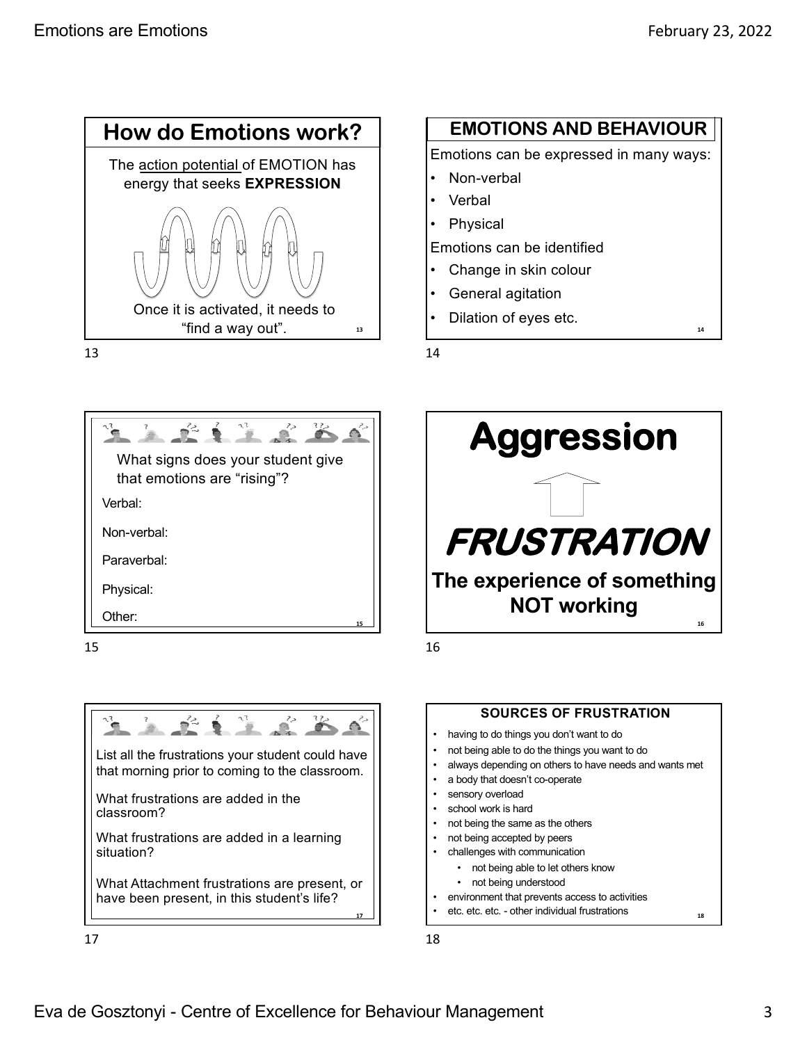## How do Emotions work?

The action potential of EMOTION has energy that seeks **EXPRESSION**

Once it is activated, it needs to "find a way out".

## EMOTIONS AND BEHAVIOUR

Emotions can be expressed in many ways:

- Non-verbal
- Verbal
- Physical

Emotions can be identified

- Change in skin colour
- General agitation
- Dilation of eyes etc.

---

What signs does your student give that emotions are "rising"?

Verbal:

Non-verbal:

Paraverbal:

Physical:

Other:

## Aggression

## *FRUSTRATION*

**The experience of something NOT working**

---

List all the frustrations your student could have that morning prior to coming to the classroom.

What frustrations are added in the classroom?

What frustrations are added in a learning situation?

What Attachment frustrations are present, or have been present, in this student's life?

### SOURCES OF FRUSTRATION

- having to do things you don't want to do
- not being able to do the things you want to do
- always depending on others to have needs and wants met
- a body that doesn't co-operate
- sensory overload
- school work is hard
- not being the same as the others
- not being accepted by peers
- challenges with communication
  - not being able to let others know
  - not being understood
- environment that prevents access to activities
- etc. etc. etc. - other individual frustrations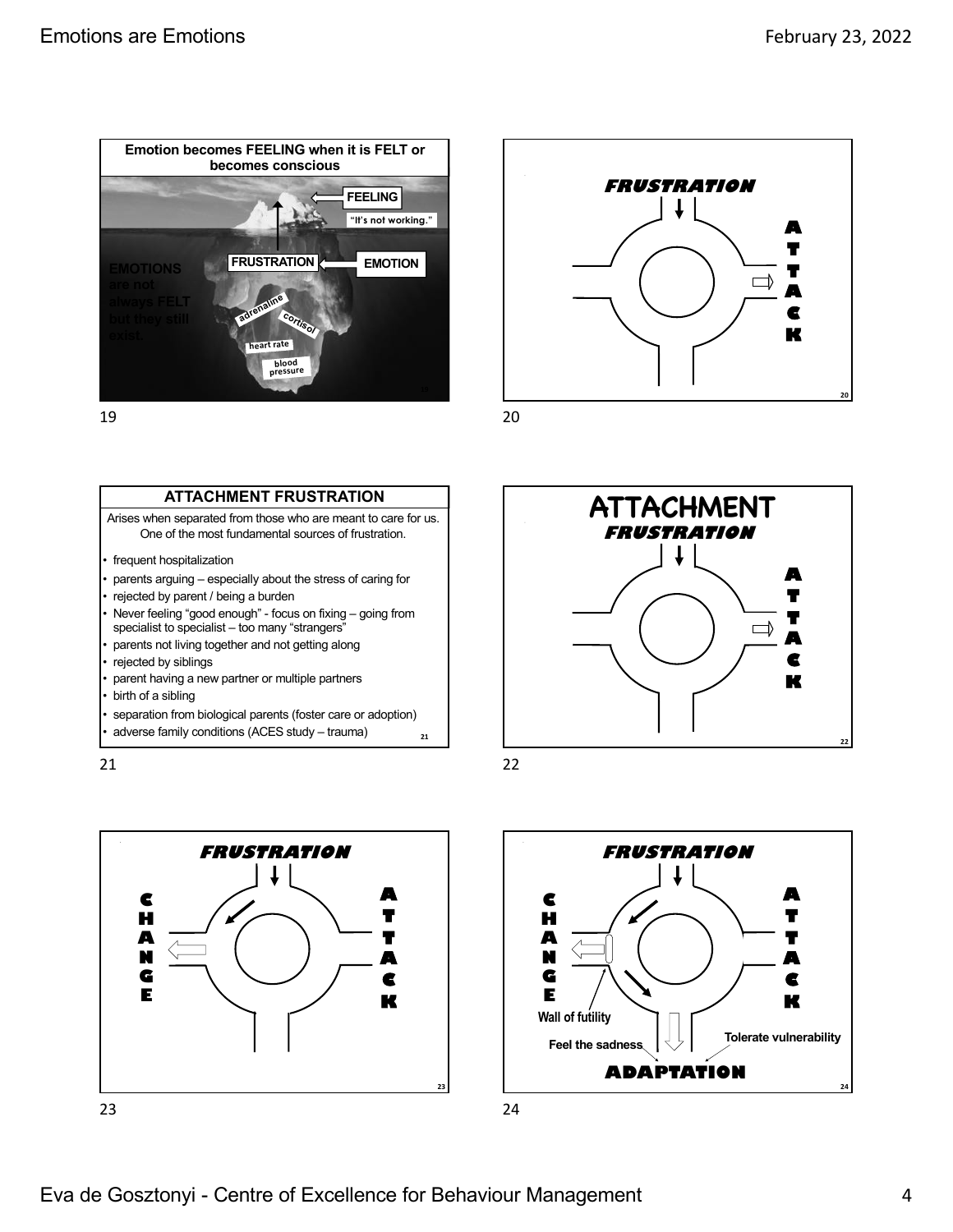**Emotion becomes FEELING when it is FELT or becomes conscious**

FEELING

"It's not working."

FRUSTRATION

EMOTION

EMOTIONS are not always FELT but they still exist.

adrenaline

cortisol

heart rate

blood pressure

19

FRUSTRATION

ATTACK

20

**ATTACHMENT FRUSTRATION**

Arises when separated from those who are meant to care for us. One of the most fundamental sources of frustration.

- frequent hospitalization
- parents arguing – especially about the stress of caring for
- rejected by parent / being a burden
- Never feeling "good enough" - focus on fixing – going from specialist to specialist – too many "strangers"
- parents not living together and not getting along
- rejected by siblings
- parent having a new partner or multiple partners
- birth of a sibling
- separation from biological parents (foster care or adoption)
- adverse family conditions (ACES study – trauma)

21

ATTACHMENT FRUSTRATION

ATTACK

22

FRUSTRATION

CHANGE

ATTACK

23

FRUSTRATION

CHANGE

ATTACK

Wall of futility

Feel the sadness

Tolerate vulnerability

ADAPTATION

24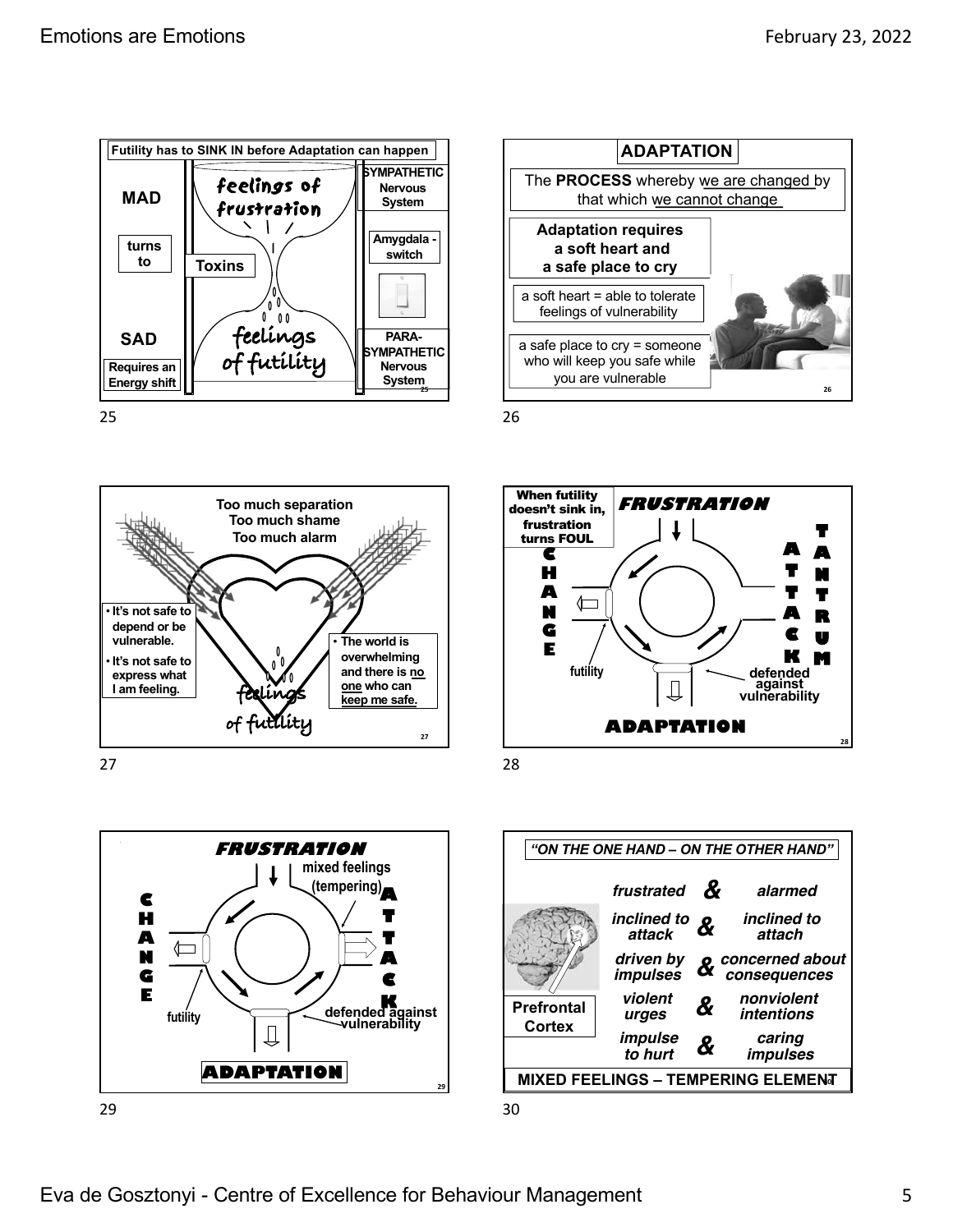## Slide 25

**Futility has to SINK IN before Adaptation can happen**

**MAD** — feelings of frustration — **SYMPATHETIC Nervous System**

**turns to** — **Toxins** — **Amygdala - switch**

**SAD** — feelings of futility — **PARA-SYMPATHETIC Nervous System**

**Requires an Energy shift**

## Slide 26

**ADAPTATION**

The **PROCESS** whereby we are changed by that which we cannot change

**Adaptation requires a soft heart and a safe place to cry**

a soft heart = able to tolerate feelings of vulnerability

a safe place to cry = someone who will keep you safe while you are vulnerable

## Slide 27

**Too much separation**
**Too much shame**
**Too much alarm**

- **It's not safe to depend or be vulnerable.**
- **It's not safe to express what I am feeling.**

- **The world is overwhelming and there is no one who can keep me safe.**

feelings of futility

## Slide 28

**When futility doesn't sink in, frustration turns FOUL**

**FRUSTRATION**

**CHANGE** — **ATTACK** — **TANTRUM**

**futility** — **defended against vulnerability**

**ADAPTATION**

## Slide 29

**FRUSTRATION**

**mixed feelings (tempering)**

**CHANGE** — **ATTACK**

**futility** — **defended against vulnerability**

**ADAPTATION**

## Slide 30

***"ON THE ONE HAND – ON THE OTHER HAND"***

**Prefrontal Cortex**

| | | |
|---|---|---|
| *frustrated* | & | *alarmed* |
| *inclined to attack* | & | *inclined to attach* |
| *driven by impulses* | & | *concerned about consequences* |
| *violent urges* | & | *nonviolent intentions* |
| *impulse to hurt* | & | *caring impulses* |

**MIXED FEELINGS – TEMPERING ELEMENT**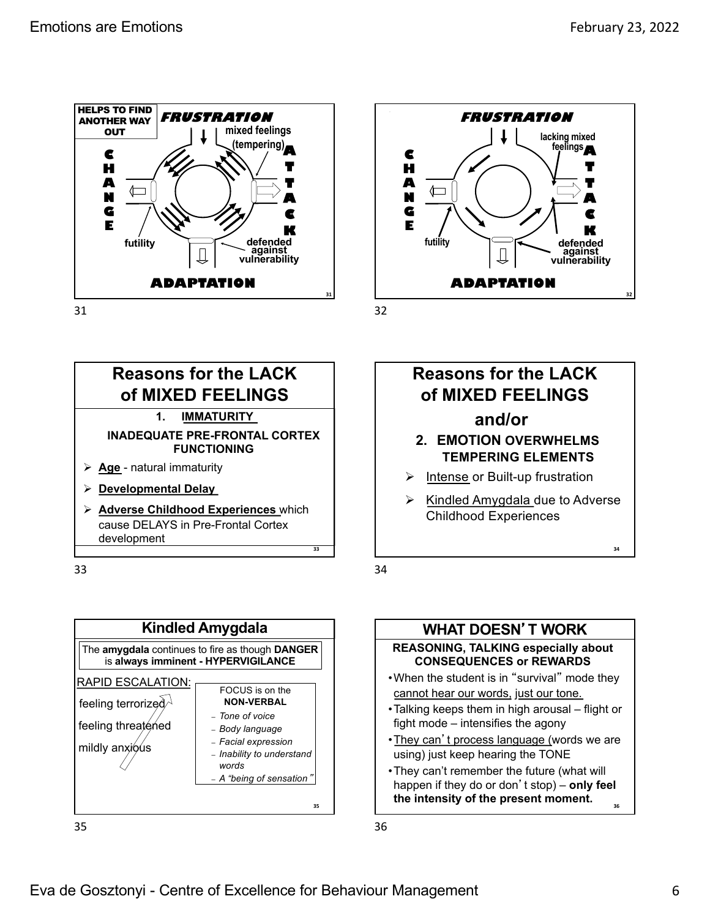## FRUSTRATION

HELPS TO FIND ANOTHER WAY OUT

mixed feelings (tempering)

CHANGE

ATTACK

futility

defended against vulnerability

ADAPTATION

31

## FRUSTRATION

lacking mixed feelings

CHANGE

ATTACK

futility

defended against vulnerability

ADAPTATION

32

## Reasons for the LACK of MIXED FEELINGS

1. **IMMATURITY**

**INADEQUATE PRE-FRONTAL CORTEX FUNCTIONING**

- **Age** - natural immaturity
- **Developmental Delay**
- **Adverse Childhood Experiences** which cause DELAYS in Pre-Frontal Cortex development

33

## Reasons for the LACK of MIXED FEELINGS

### and/or

2. **EMOTION OVERWHELMS TEMPERING ELEMENTS**

- Intense or Built-up frustration
- Kindled Amygdala due to Adverse Childhood Experiences

34

## Kindled Amygdala

The **amygdala** continues to fire as though **DANGER** is **always imminent - HYPERVIGILANCE**

RAPID ESCALATION:

- feeling terrorized
- feeling threatened
- mildly anxious

FOCUS is on the **NON-VERBAL**

- *Tone of voice*
- *Body language*
- *Facial expression*
- *Inability to understand words*
- *A "being of sensation"*

35

## WHAT DOESN'T WORK

**REASONING, TALKING especially about CONSEQUENCES or REWARDS**

- When the student is in "survival" mode they cannot hear our words, just our tone.
- Talking keeps them in high arousal – flight or fight mode – intensifies the agony
- They can't process language (words we are using) just keep hearing the TONE
- They can't remember the future (what will happen if they do or don't stop) – **only feel the intensity of the present moment.**

36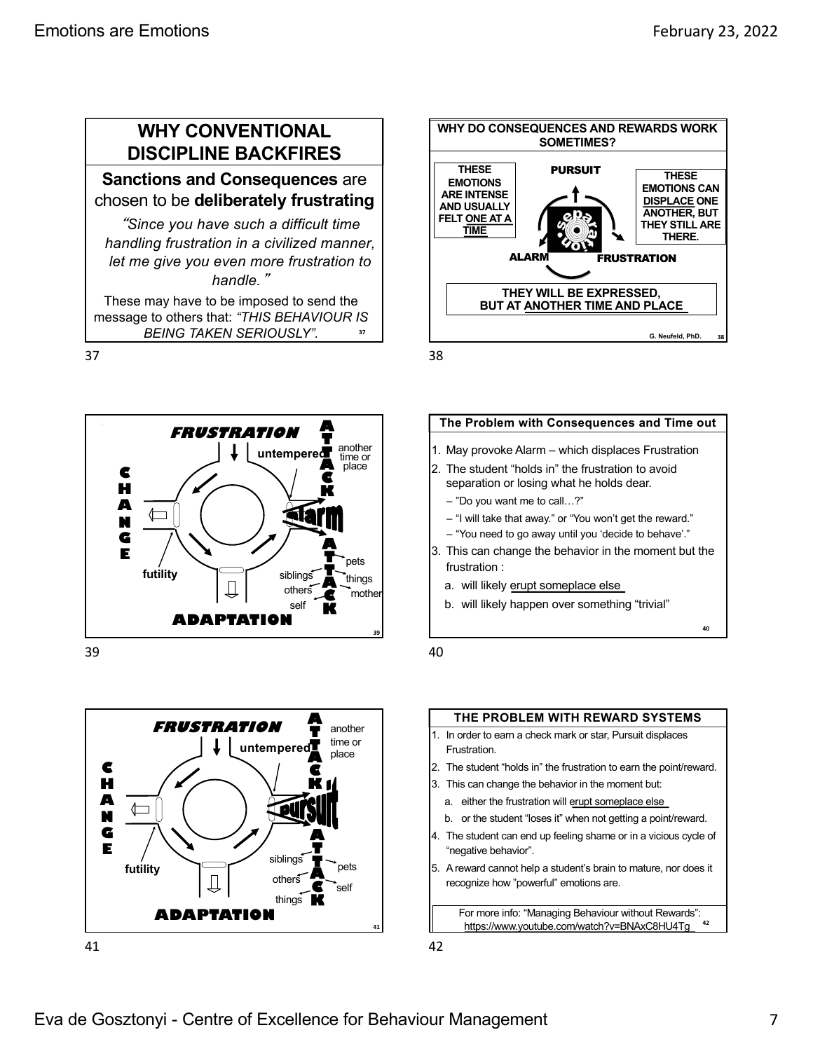## WHY CONVENTIONAL DISCIPLINE BACKFIRES

**Sanctions and Consequences** are chosen to be **deliberately frustrating**

*"Since you have such a difficult time handling frustration in a civilized manner, let me give you even more frustration to handle."*

These may have to be imposed to send the message to others that: *"THIS BEHAVIOUR IS BEING TAKEN SERIOUSLY".*

37

## WHY DO CONSEQUENCES AND REWARDS WORK SOMETIMES?

**THESE EMOTIONS ARE INTENSE AND USUALLY FELT ONE AT A TIME**

**PURSUIT**

**THESE EMOTIONS CAN DISPLACE ONE ANOTHER, BUT THEY STILL ARE THERE.**

separation

**ALARM** **FRUSTRATION**

**THEY WILL BE EXPRESSED, BUT AT ANOTHER TIME AND PLACE**

G. Neufeld, PhD.

38

**FRUSTRATION**

untempered

another time or place

ATTACK

CHANGE

alarm

ATTACK

futility

siblings, others, self, pets, things, mother

**ADAPTATION**

39

## The Problem with Consequences and Time out

1. May provoke Alarm – which displaces Frustration
2. The student "holds in" the frustration to avoid separation or losing what he holds dear.
   - "Do you want me to call…?"
   - "I will take that away." or "You won't get the reward."
   - "You need to go away until you 'decide to behave'."
3. This can change the behavior in the moment but the frustration :
   a. will likely erupt someplace else
   b. will likely happen over something "trivial"

40

**FRUSTRATION**

untempered

another time or place

ATTACK

CHANGE

pursuit

ATTACK

futility

siblings, others, things, pets, self

**ADAPTATION**

41

## THE PROBLEM WITH REWARD SYSTEMS

1. In order to earn a check mark or star, Pursuit displaces Frustration.
2. The student "holds in" the frustration to earn the point/reward.
3. This can change the behavior in the moment but:
   a. either the frustration will erupt someplace else
   b. or the student "loses it" when not getting a point/reward.
4. The student can end up feeling shame or in a vicious cycle of "negative behavior".
5. A reward cannot help a student's brain to mature, nor does it recognize how "powerful" emotions are.

For more info: "Managing Behaviour without Rewards": https://www.youtube.com/watch?v=BNAxC8HU4Tg

42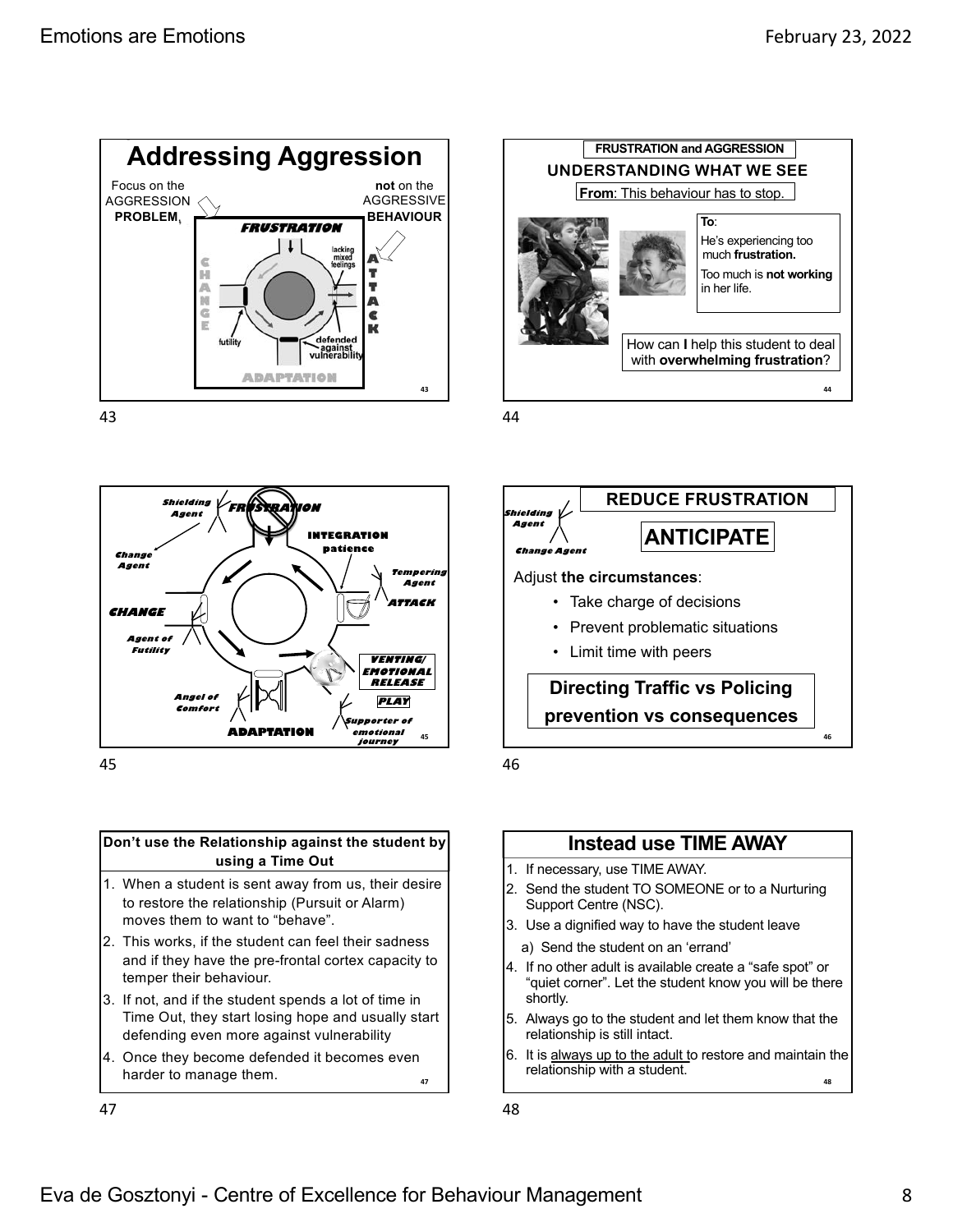## Addressing Aggression

Focus on the AGGRESSION **PROBLEM**, **not** on the AGGRESSIVE **BEHAVIOUR**

FRUSTRATION

lacking mixed feelings

CHANGE

ATTACK

futility

defended against vulnerability

ADAPTATION

---

**FRUSTRATION and AGGRESSION**

**UNDERSTANDING WHAT WE SEE**

**From**: This behaviour has to stop.

**To**:

He's experiencing too much **frustration.**

Too much is **not working** in her life.

How can **I** help this student to deal with **overwhelming frustration**?

---

*Shielding Agent* FRUSTRATION

INTEGRATION patience

*Change Agent*

*Tempering Agent*

CHANGE

ATTACK

*Agent of Futility*

VENTING/ EMOTIONAL RELEASE

*Angel of Comfort*

PLAY

ADAPTATION

*Supporter of emotional journey*

---

*Shielding Agent*

*Change Agent*

**REDUCE FRUSTRATION**

**ANTICIPATE**

Adjust **the circumstances**:

- Take charge of decisions
- Prevent problematic situations
- Limit time with peers

**Directing Traffic vs Policing**
**prevention vs consequences**

---

**Don't use the Relationship against the student by using a Time Out**

1. When a student is sent away from us, their desire to restore the relationship (Pursuit or Alarm) moves them to want to "behave".
2. This works, if the student can feel their sadness and if they have the pre-frontal cortex capacity to temper their behaviour.
3. If not, and if the student spends a lot of time in Time Out, they start losing hope and usually start defending even more against vulnerability
4. Once they become defended it becomes even harder to manage them.

---

**Instead use TIME AWAY**

1. If necessary, use TIME AWAY.
2. Send the student TO SOMEONE or to a Nurturing Support Centre (NSC).
3. Use a dignified way to have the student leave
   a) Send the student on an 'errand'
4. If no other adult is available create a "safe spot" or "quiet corner". Let the student know you will be there shortly.
5. Always go to the student and let them know that the relationship is still intact.
6. It is always up to the adult to restore and maintain the relationship with a student.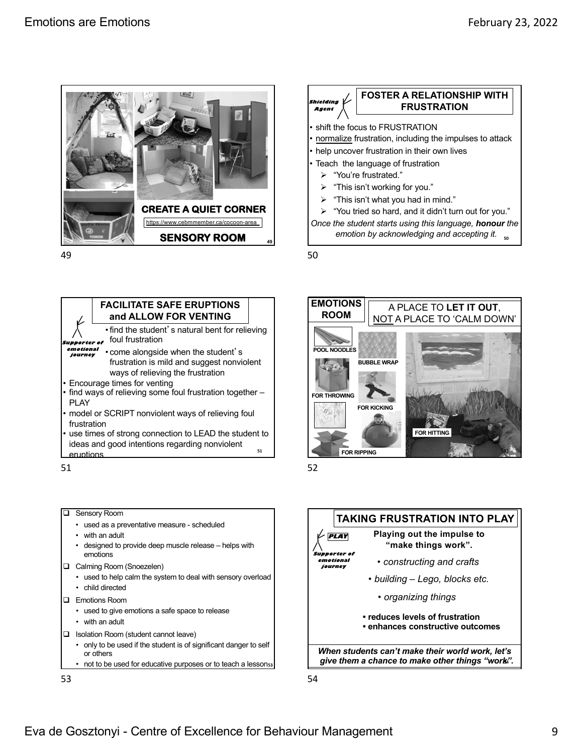## CREATE A QUIET CORNER

https://www.cebmmember.ca/cocoon-area

## SENSORY ROOM

---

## FOSTER A RELATIONSHIP WITH FRUSTRATION

*Shielding Agent*

- shift the focus to FRUSTRATION
- normalize frustration, including the impulses to attack
- help uncover frustration in their own lives
- Teach the language of frustration
  - "You're frustrated."
  - "This isn't working for you."
  - "This isn't what you had in mind."
  - "You tried so hard, and it didn't turn out for you."

*Once the student starts using this language, **honour** the emotion by acknowledging and accepting it.*

---

## FACILITATE SAFE ERUPTIONS and ALLOW FOR VENTING

*Supporter of emotional journey*

- find the student's natural bent for relieving foul frustration
- come alongside when the student's frustration is mild and suggest nonviolent ways of relieving the frustration
- Encourage times for venting
- find ways of relieving some foul frustration together – PLAY
- model or SCRIPT nonviolent ways of relieving foul frustration
- use times of strong connection to LEAD the student to ideas and good intentions regarding nonviolent eruptions

---

## EMOTIONS ROOM

A PLACE TO **LET IT OUT**, NOT A PLACE TO 'CALM DOWN'

- POOL NOODLES
- BUBBLE WRAP
- FOR THROWING
- FOR KICKING
- FOR HITTING
- FOR RIPPING

---

- Sensory Room
  - used as a preventative measure - scheduled
  - with an adult
  - designed to provide deep muscle release – helps with emotions
- Calming Room (Snoezelen)
  - used to help calm the system to deal with sensory overload
  - child directed
- Emotions Room
  - used to give emotions a safe space to release
  - with an adult
- Isolation Room (student cannot leave)
  - only to be used if the student is of significant danger to self or others
  - not to be used for educative purposes or to teach a lesson

---

## TAKING FRUSTRATION INTO PLAY

*PLAY*

*Supporter of emotional journey*

**Playing out the impulse to "make things work".**

- *constructing and crafts*
- *building – Lego, blocks etc.*
- *organizing things*

- **reduces levels of frustration**
- **enhances constructive outcomes**

***When students can't make their world work, let's give them a chance to make other things "work".***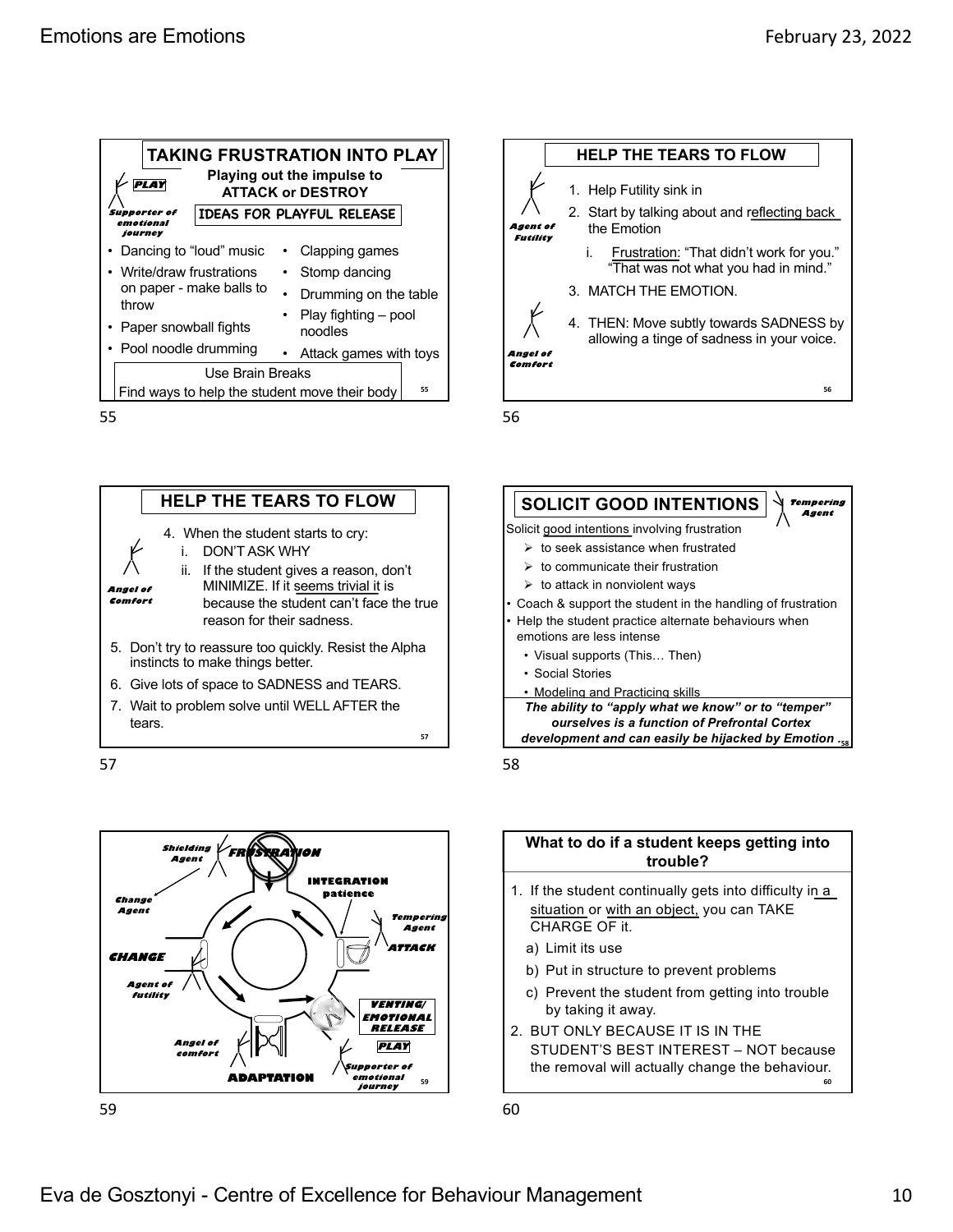## TAKING FRUSTRATION INTO PLAY

*PLAY*

*Supporter of emotional journey*

**Playing out the impulse to ATTACK or DESTROY**

**IDEAS FOR PLAYFUL RELEASE**

- Dancing to "loud" music
- Write/draw frustrations on paper - make balls to throw
- Paper snowball fights
- Pool noodle drumming
- Clapping games
- Stomp dancing
- Drumming on the table
- Play fighting – pool noodles
- Attack games with toys

Use Brain Breaks

Find ways to help the student move their body

55

## HELP THE TEARS TO FLOW

*Agent of Futility*

1. Help Futility sink in
2. Start by talking about and reflecting back the Emotion
   i. Frustration: "That didn't work for you." "That was not what you had in mind."
3. MATCH THE EMOTION.

*Angel of Comfort*

4. THEN: Move subtly towards SADNESS by allowing a tinge of sadness in your voice.

56

## HELP THE TEARS TO FLOW

*Angel of Comfort*

4. When the student starts to cry:
   i. DON'T ASK WHY
   ii. If the student gives a reason, don't MINIMIZE. If it seems trivial it is because the student can't face the true reason for their sadness.
5. Don't try to reassure too quickly. Resist the Alpha instincts to make things better.
6. Give lots of space to SADNESS and TEARS.
7. Wait to problem solve until WELL AFTER the tears.

57

## SOLICIT GOOD INTENTIONS

*Tempering Agent*

Solicit good intentions involving frustration

- to seek assistance when frustrated
- to communicate their frustration
- to attack in nonviolent ways

- Coach & support the student in the handling of frustration
- Help the student practice alternate behaviours when emotions are less intense
  - Visual supports (This… Then)
  - Social Stories
  - Modeling and Practicing skills

***The ability to "apply what we know" or to "temper" ourselves is a function of Prefrontal Cortex development and can easily be hijacked by Emotion .***

58

*Shielding Agent* — **FRUSTRATION**

**INTEGRATION** patience

*Change Agent*

*Tempering Agent*

**CHANGE**

**ATTACK**

*Agent of futility*

**VENTING/ EMOTIONAL RELEASE**

*Angel of comfort*

**PLAY**

**ADAPTATION**

*Supporter of emotional journey*

59

## What to do if a student keeps getting into trouble?

1. If the student continually gets into difficulty in a situation or with an object, you can TAKE CHARGE OF it.
   a) Limit its use
   b) Put in structure to prevent problems
   c) Prevent the student from getting into trouble by taking it away.
2. BUT ONLY BECAUSE IT IS IN THE STUDENT'S BEST INTEREST – NOT because the removal will actually change the behaviour.

60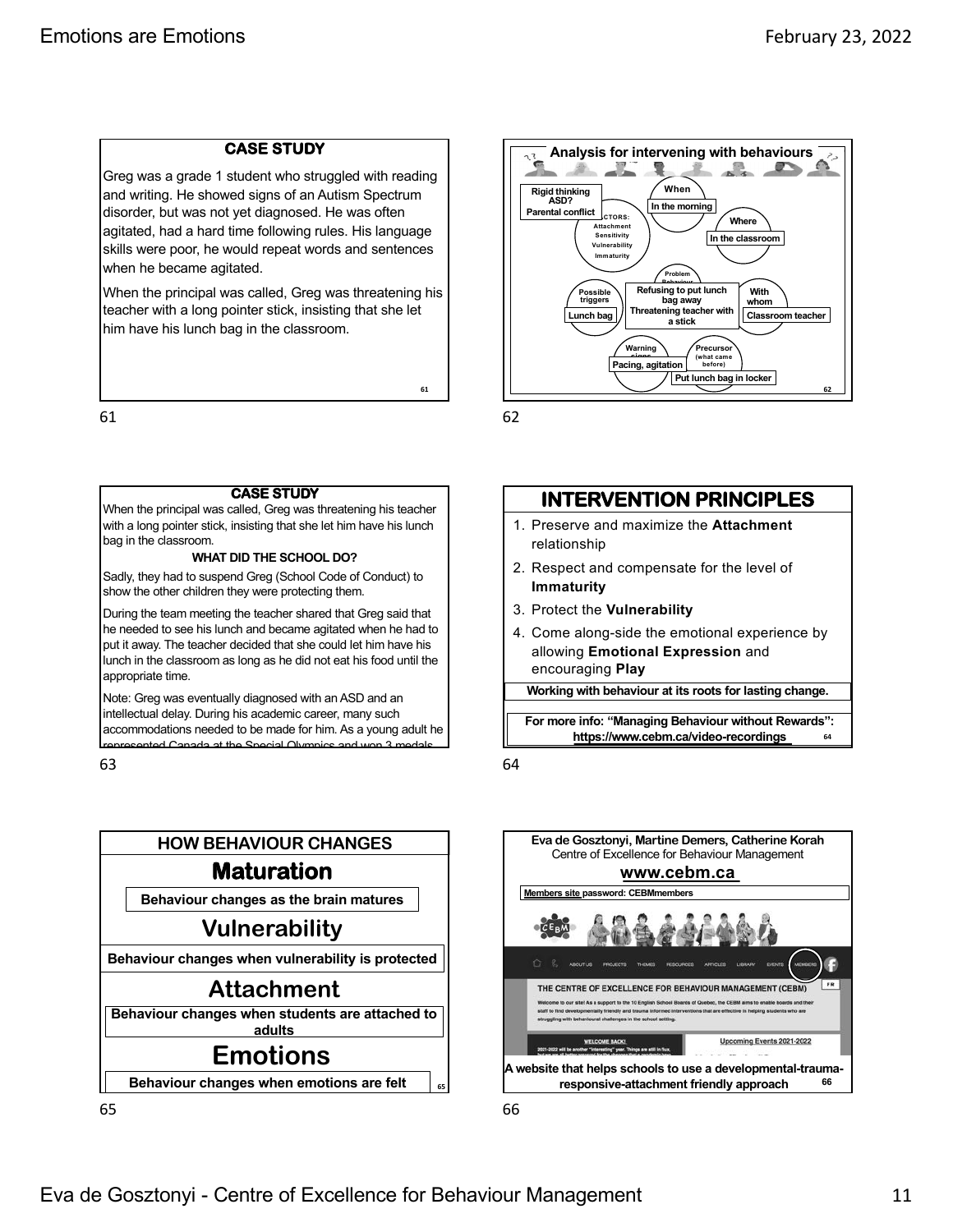## CASE STUDY

Greg was a grade 1 student who struggled with reading and writing. He showed signs of an Autism Spectrum disorder, but was not yet diagnosed. He was often agitated, had a hard time following rules. His language skills were poor, he would repeat words and sentences when he became agitated.

When the principal was called, Greg was threatening his teacher with a long pointer stick, insisting that she let him have his lunch bag in the classroom.

## Analysis for intervening with behaviours

- Rigid thinking ASD? Parental conflict
- FACTORS: Attachment, Sensitivity, Vulnerability, Immaturity
- When: In the morning
- Where: In the classroom
- With whom: Classroom teacher
- Problem Behaviour: Refusing to put lunch bag away, Threatening teacher with a stick
- Possible triggers: Lunch bag
- Warning signs: Pacing, agitation
- Precursor (what came before): Put lunch bag in locker

## CASE STUDY

When the principal was called, Greg was threatening his teacher with a long pointer stick, insisting that she let him have his lunch bag in the classroom.

**WHAT DID THE SCHOOL DO?**

Sadly, they had to suspend Greg (School Code of Conduct) to show the other children they were protecting them.

During the team meeting the teacher shared that Greg said that he needed to see his lunch and became agitated when he had to put it away. The teacher decided that she could let him have his lunch in the classroom as long as he did not eat his food until the appropriate time.

Note: Greg was eventually diagnosed with an ASD and an intellectual delay. During his academic career, many such accommodations needed to be made for him. As a young adult he represented Canada at the Special Olympics and won 3 medals

## INTERVENTION PRINCIPLES

1. Preserve and maximize the **Attachment** relationship
2. Respect and compensate for the level of **Immaturity**
3. Protect the **Vulnerability**
4. Come along-side the emotional experience by allowing **Emotional Expression** and encouraging **Play**

**Working with behaviour at its roots for lasting change.**

**For more info: "Managing Behaviour without Rewards": https://www.cebm.ca/video-recordings**

## HOW BEHAVIOUR CHANGES

### Maturation

**Behaviour changes as the brain matures**

### Vulnerability

**Behaviour changes when vulnerability is protected**

### Attachment

**Behaviour changes when students are attached to adults**

### Emotions

**Behaviour changes when emotions are felt**

**Eva de Gosztonyi, Martine Demers, Catherine Korah**
Centre of Excellence for Behaviour Management

**www.cebm.ca**

**Members site password: CEBMmembers**

**A website that helps schools to use a developmental-trauma-responsive-attachment friendly approach**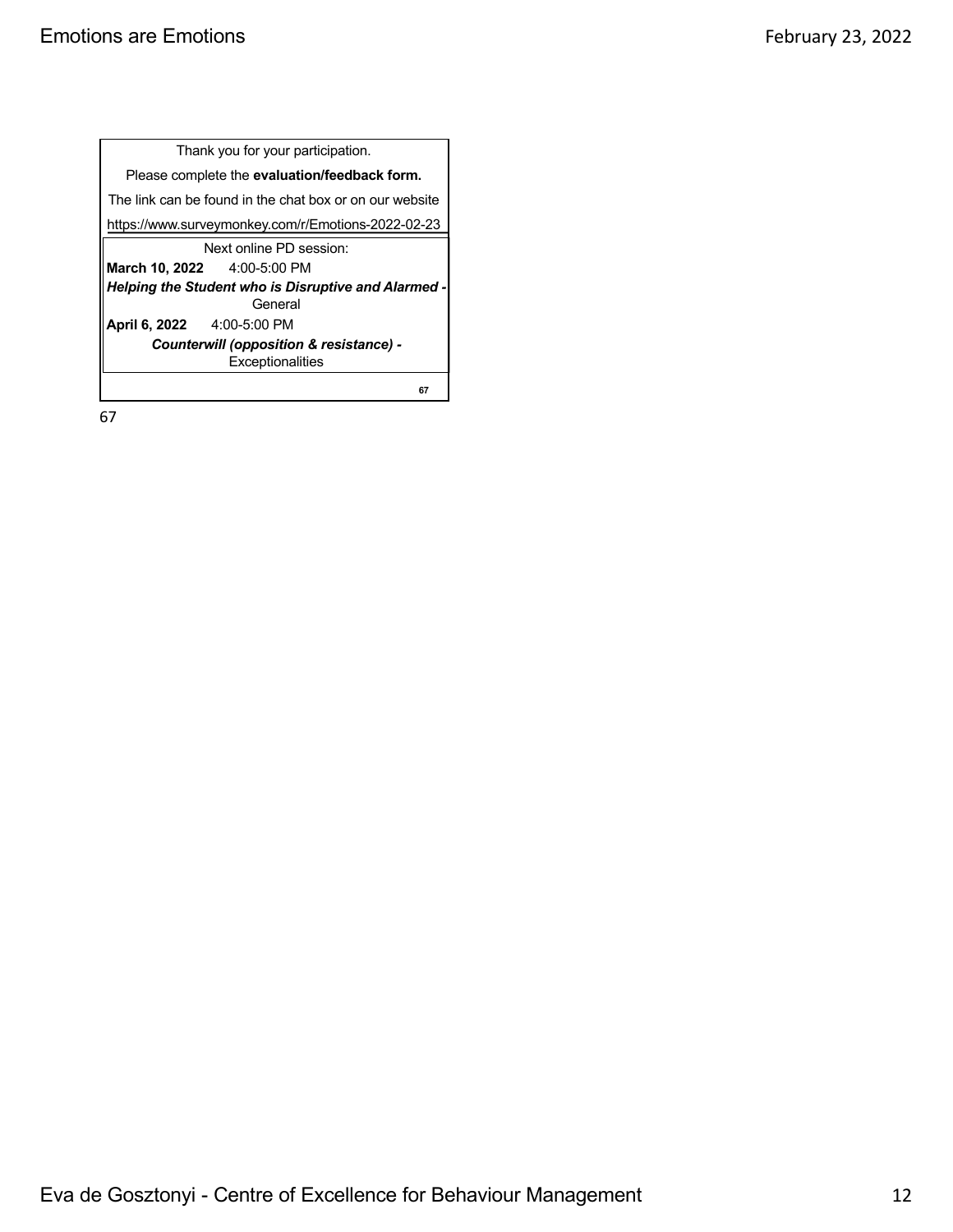Thank you for your participation.

Please complete the **evaluation/feedback form.**

The link can be found in the chat box or on our website

https://www.surveymonkey.com/r/Emotions-2022-02-23

Next online PD session:

**March 10, 2022** 4:00-5:00 PM

***Helping the Student who is Disruptive and Alarmed -*** General

**April 6, 2022** 4:00-5:00 PM

***Counterwill (opposition & resistance) -*** Exceptionalities